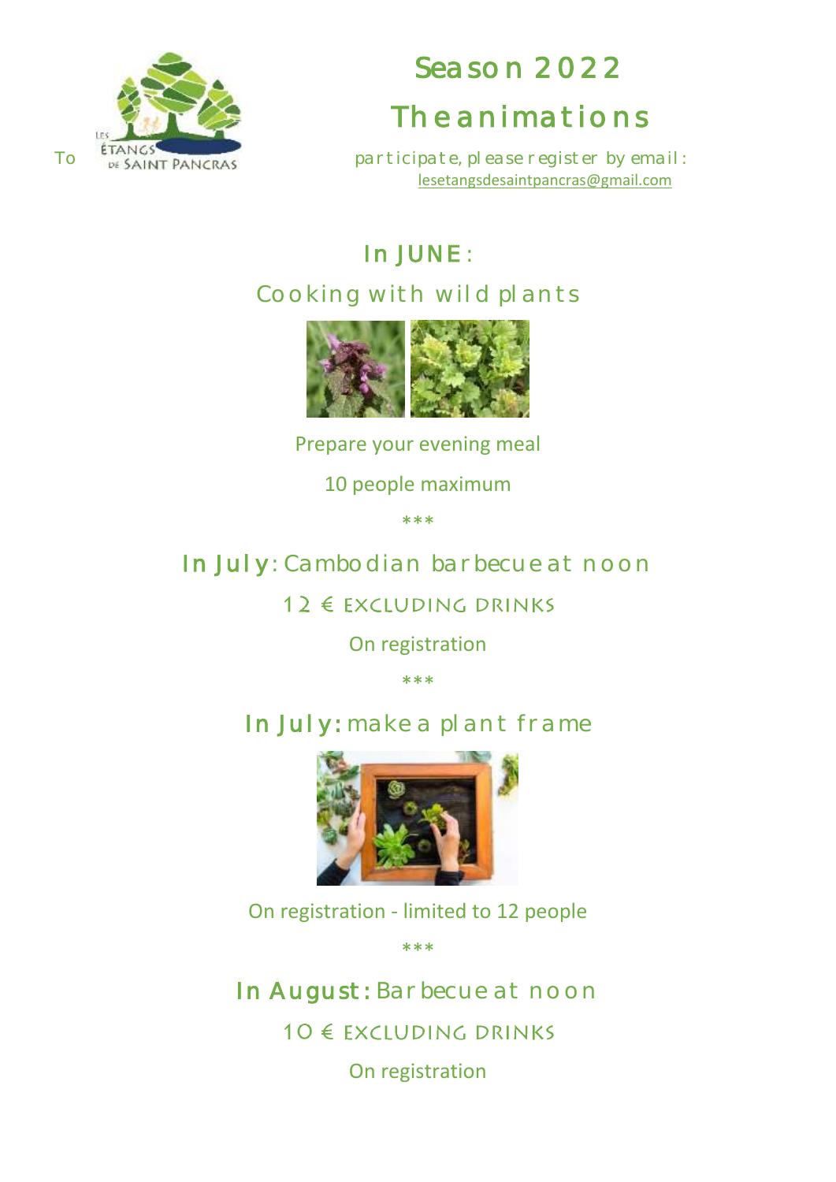To LES ÉTANGS DE SAINT PANCRAS

# Season 2022

# The animations

participate, please register by email : lesetangsdesaintpancras@gmail.com

## In JUNE :

## Cooking with wild plants

Prepare your evening meal

10 people maximum

***

## In July: Cambodian barbecue at noon

12 € EXCLUDING DRINKS

On registration

***

## In July: make a plant frame

On registration - limited to 12 people

***

## In August: Barbecue at noon

10 € EXCLUDING DRINKS

On registration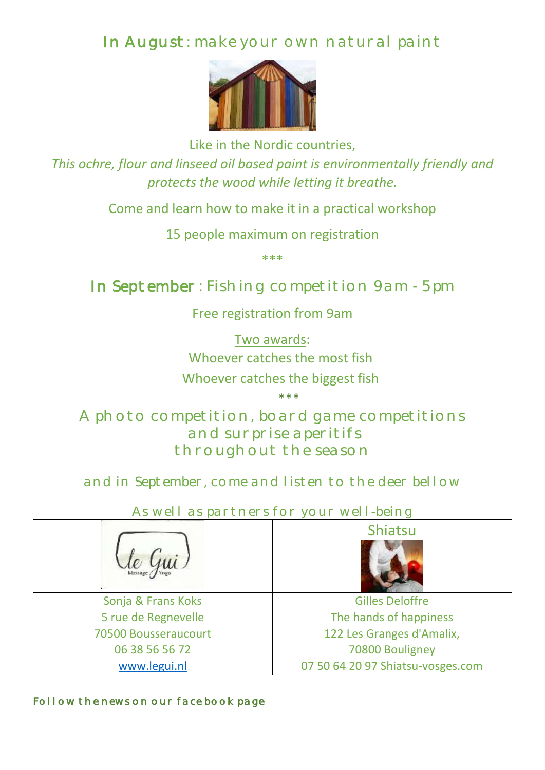## **In August** : make your own natural paint

Like in the Nordic countries,

*This ochre, flour and linseed oil based paint is environmentally friendly and protects the wood while letting it breathe.*

Come and learn how to make it in a practical workshop

15 people maximum on registration

\*\*\*

## **In September** : Fishing competition 9am - 5pm

Free registration from 9am

Two awards:

Whoever catches the most fish

Whoever catches the biggest fish

\*\*\*

## A photo competition, board game competitions and surprise aperitifs throughout the season

and in September, come and listen to the deer bellow

As well as partners for your well-being

| | |
|---|---|
| le Gui Massage Yoga | Shiatsu |
| Sonja & Frans Koks<br>5 rue de Regnevelle<br>70500 Bousseraucourt<br>06 38 56 56 72<br>[www.legui.nl](http://www.legui.nl) | Gilles Deloffre<br>The hands of happiness<br>122 Les Granges d'Amalix,<br>70800 Bouligney<br>07 50 64 20 97 Shiatsu-vosges.com |

Follow the news on our facebook page